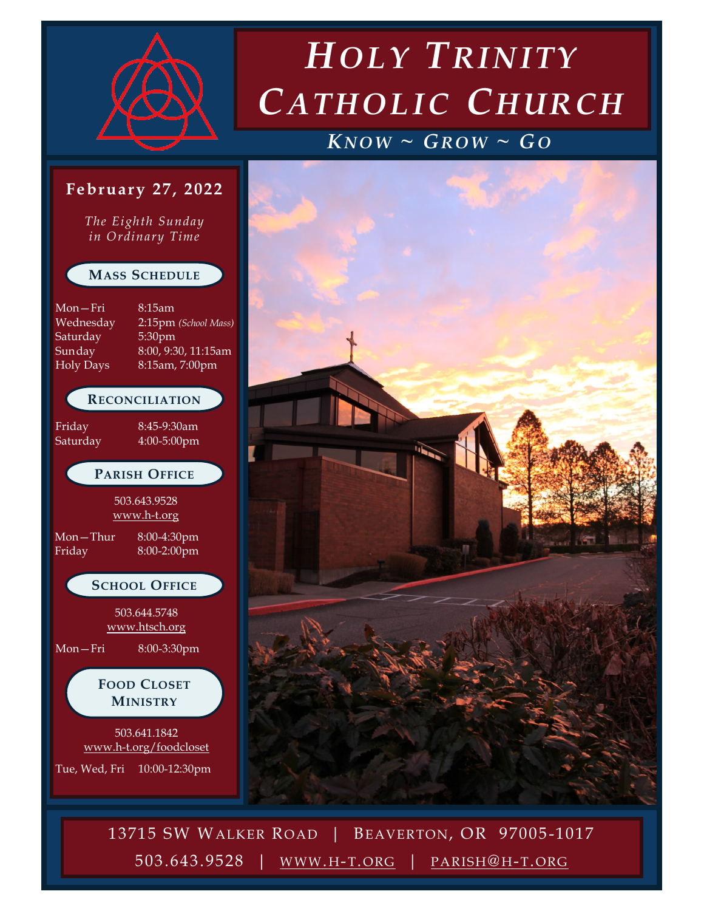# Holy Trinity Catholic Church

*Know ~ Grow ~ Go*

**February 27, 2022**

*The Eighth Sunday in Ordinary Time*

## Mass Schedule

| | |
|---|---|
| Mon—Fri | 8:15am |
| Wednesday | 2:15pm *(School Mass)* |
| Saturday | 5:30pm |
| Sunday | 8:00, 9:30, 11:15am |
| Holy Days | 8:15am, 7:00pm |

## Reconciliation

| | |
|---|---|
| Friday | 8:45-9:30am |
| Saturday | 4:00-5:00pm |

## Parish Office

503.643.9528
www.h-t.org

| | |
|---|---|
| Mon—Thur | 8:00-4:30pm |
| Friday | 8:00-2:00pm |

## School Office

503.644.5748
www.htsch.org

| | |
|---|---|
| Mon—Fri | 8:00-3:30pm |

## Food Closet Ministry

503.641.1842
www.h-t.org/foodcloset

| | |
|---|---|
| Tue, Wed, Fri | 10:00-12:30pm |

13715 SW Walker Road | Beaverton, OR 97005-1017

503.643.9528 | www.h-t.org | parish@h-t.org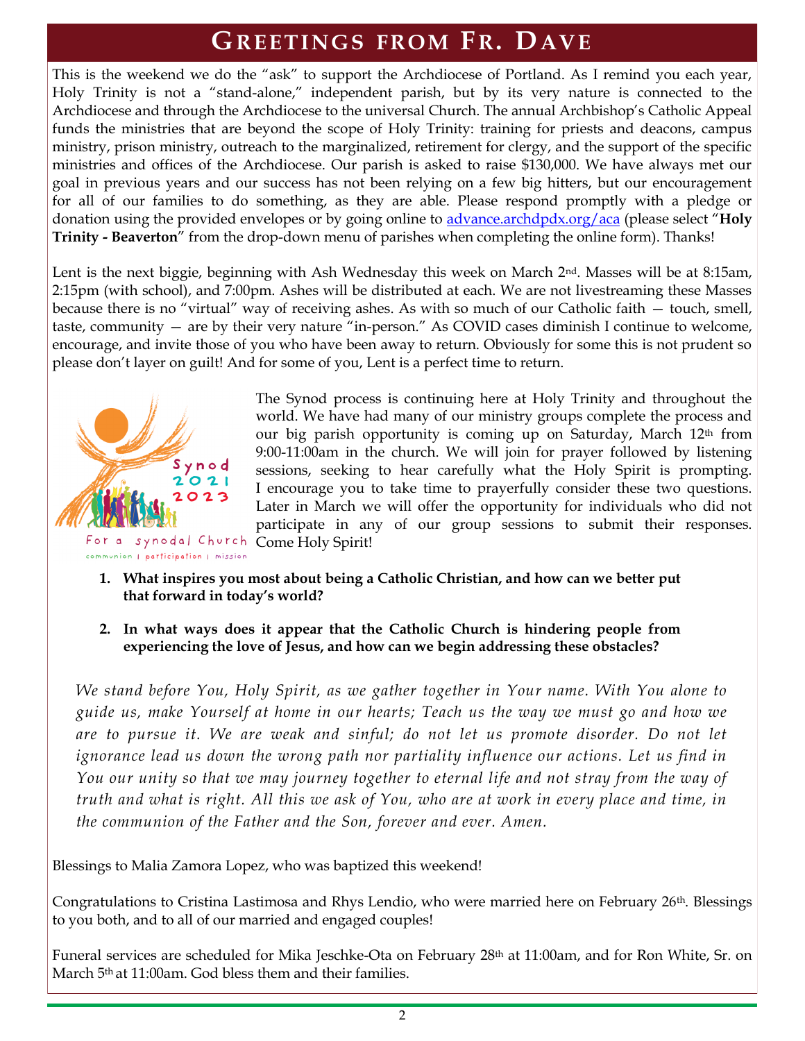# Greetings from Fr. Dave

This is the weekend we do the "ask" to support the Archdiocese of Portland. As I remind you each year, Holy Trinity is not a "stand-alone," independent parish, but by its very nature is connected to the Archdiocese and through the Archdiocese to the universal Church. The annual Archbishop's Catholic Appeal funds the ministries that are beyond the scope of Holy Trinity: training for priests and deacons, campus ministry, prison ministry, outreach to the marginalized, retirement for clergy, and the support of the specific ministries and offices of the Archdiocese. Our parish is asked to raise $130,000. We have always met our goal in previous years and our success has not been relying on a few big hitters, but our encouragement for all of our families to do something, as they are able. Please respond promptly with a pledge or donation using the provided envelopes or by going online to advance.archdpdx.org/aca (please select "**Holy Trinity - Beaverton**" from the drop-down menu of parishes when completing the online form). Thanks!

Lent is the next biggie, beginning with Ash Wednesday this week on March 2nd. Masses will be at 8:15am, 2:15pm (with school), and 7:00pm. Ashes will be distributed at each. We are not livestreaming these Masses because there is no "virtual" way of receiving ashes. As with so much of our Catholic faith — touch, smell, taste, community — are by their very nature "in-person." As COVID cases diminish I continue to welcome, encourage, and invite those of you who have been away to return. Obviously for some this is not prudent so please don't layer on guilt! And for some of you, Lent is a perfect time to return.

Synod 2021 2023
For a synodal Church
communion | participation | mission

The Synod process is continuing here at Holy Trinity and throughout the world. We have had many of our ministry groups complete the process and our big parish opportunity is coming up on Saturday, March 12th from 9:00-11:00am in the church. We will join for prayer followed by listening sessions, seeking to hear carefully what the Holy Spirit is prompting. I encourage you to take time to prayerfully consider these two questions. Later in March we will offer the opportunity for individuals who did not participate in any of our group sessions to submit their responses. Come Holy Spirit!

1. **What inspires you most about being a Catholic Christian, and how can we better put that forward in today's world?**
2. **In what ways does it appear that the Catholic Church is hindering people from experiencing the love of Jesus, and how can we begin addressing these obstacles?**

*We stand before You, Holy Spirit, as we gather together in Your name. With You alone to guide us, make Yourself at home in our hearts; Teach us the way we must go and how we are to pursue it. We are weak and sinful; do not let us promote disorder. Do not let ignorance lead us down the wrong path nor partiality influence our actions. Let us find in You our unity so that we may journey together to eternal life and not stray from the way of truth and what is right. All this we ask of You, who are at work in every place and time, in the communion of the Father and the Son, forever and ever. Amen.*

Blessings to Malia Zamora Lopez, who was baptized this weekend!

Congratulations to Cristina Lastimosa and Rhys Lendio, who were married here on February 26th. Blessings to you both, and to all of our married and engaged couples!

Funeral services are scheduled for Mika Jeschke-Ota on February 28th at 11:00am, and for Ron White, Sr. on March 5th at 11:00am. God bless them and their families.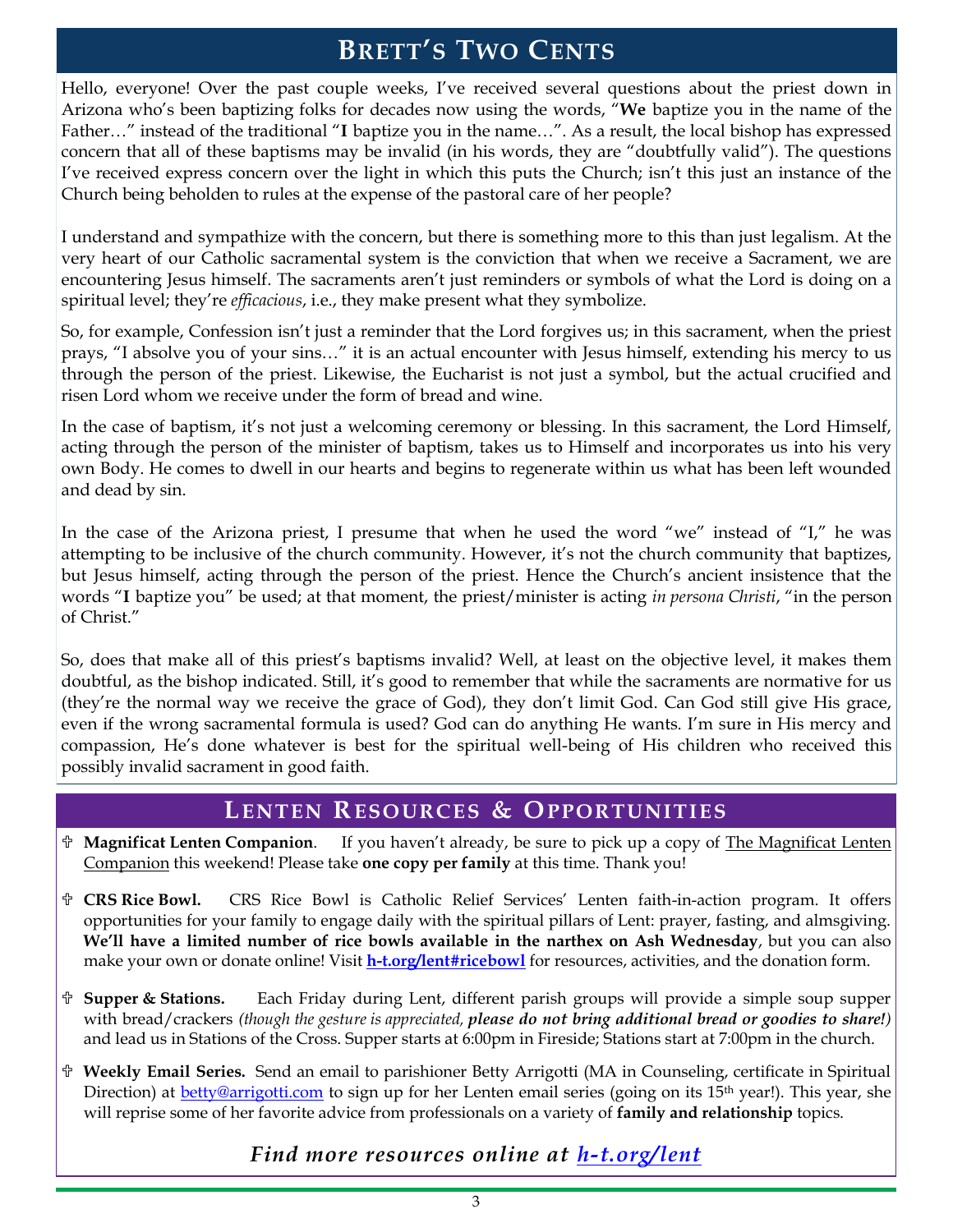## Brett's Two Cents

Hello, everyone! Over the past couple weeks, I've received several questions about the priest down in Arizona who's been baptizing folks for decades now using the words, "**We** baptize you in the name of the Father…" instead of the traditional "**I** baptize you in the name…". As a result, the local bishop has expressed concern that all of these baptisms may be invalid (in his words, they are "doubtfully valid"). The questions I've received express concern over the light in which this puts the Church; isn't this just an instance of the Church being beholden to rules at the expense of the pastoral care of her people?

I understand and sympathize with the concern, but there is something more to this than just legalism. At the very heart of our Catholic sacramental system is the conviction that when we receive a Sacrament, we are encountering Jesus himself. The sacraments aren't just reminders or symbols of what the Lord is doing on a spiritual level; they're *efficacious*, i.e., they make present what they symbolize.

So, for example, Confession isn't just a reminder that the Lord forgives us; in this sacrament, when the priest prays, "I absolve you of your sins…" it is an actual encounter with Jesus himself, extending his mercy to us through the person of the priest. Likewise, the Eucharist is not just a symbol, but the actual crucified and risen Lord whom we receive under the form of bread and wine.

In the case of baptism, it's not just a welcoming ceremony or blessing. In this sacrament, the Lord Himself, acting through the person of the minister of baptism, takes us to Himself and incorporates us into his very own Body. He comes to dwell in our hearts and begins to regenerate within us what has been left wounded and dead by sin.

In the case of the Arizona priest, I presume that when he used the word "we" instead of "I," he was attempting to be inclusive of the church community. However, it's not the church community that baptizes, but Jesus himself, acting through the person of the priest. Hence the Church's ancient insistence that the words "**I** baptize you" be used; at that moment, the priest/minister is acting *in persona Christi*, "in the person of Christ."

So, does that make all of this priest's baptisms invalid? Well, at least on the objective level, it makes them doubtful, as the bishop indicated. Still, it's good to remember that while the sacraments are normative for us (they're the normal way we receive the grace of God), they don't limit God. Can God still give His grace, even if the wrong sacramental formula is used? God can do anything He wants. I'm sure in His mercy and compassion, He's done whatever is best for the spiritual well-being of His children who received this possibly invalid sacrament in good faith.

## Lenten Resources & Opportunities

- **Magnificat Lenten Companion**. If you haven't already, be sure to pick up a copy of The Magnificat Lenten Companion this weekend! Please take **one copy per family** at this time. Thank you!
- **CRS Rice Bowl.** CRS Rice Bowl is Catholic Relief Services' Lenten faith-in-action program. It offers opportunities for your family to engage daily with the spiritual pillars of Lent: prayer, fasting, and almsgiving. **We'll have a limited number of rice bowls available in the narthex on Ash Wednesday**, but you can also make your own or donate online! Visit **h-t.org/lent#ricebowl** for resources, activities, and the donation form.
- **Supper & Stations.** Each Friday during Lent, different parish groups will provide a simple soup supper with bread/crackers *(though the gesture is appreciated, **please do not bring additional bread or goodies to share!**)* and lead us in Stations of the Cross. Supper starts at 6:00pm in Fireside; Stations start at 7:00pm in the church.
- **Weekly Email Series.** Send an email to parishioner Betty Arrigotti (MA in Counseling, certificate in Spiritual Direction) at betty@arrigotti.com to sign up for her Lenten email series (going on its 15th year!). This year, she will reprise some of her favorite advice from professionals on a variety of **family and relationship** topics.

***Find more resources online at h-t.org/lent***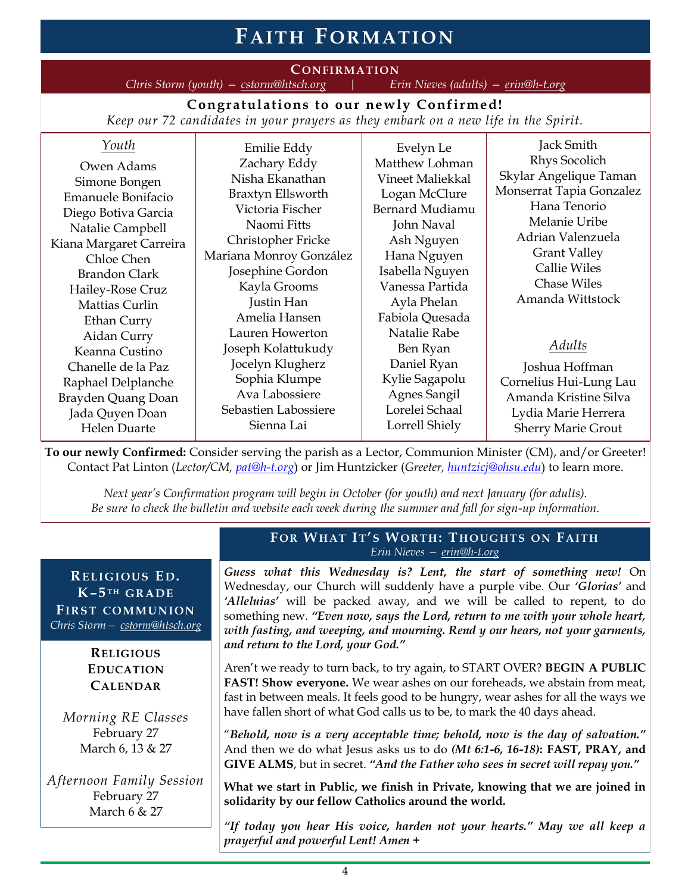# Faith Formation

## Confirmation

*Chris Storm (youth) — cstorm@htsch.org* | *Erin Nieves (adults) — erin@h-t.org*

**Congratulations to our newly Confirmed!**

*Keep our 72 candidates in your prayers as they embark on a new life in the Spirit.*

*Youth*

Owen Adams
Simone Bongen
Emanuele Bonifacio
Diego Botiva Garcia
Natalie Campbell
Kiana Margaret Carreira
Chloe Chen
Brandon Clark
Hailey-Rose Cruz
Mattias Curlin
Ethan Curry
Aidan Curry
Keanna Custino
Chanelle de la Paz
Raphael Delplanche
Brayden Quang Doan
Jada Quyen Doan
Helen Duarte
Emilie Eddy
Zachary Eddy
Nisha Ekanathan
Braxtyn Ellsworth
Victoria Fischer
Naomi Fitts
Christopher Fricke
Mariana Monroy González
Josephine Gordon
Kayla Grooms
Justin Han
Amelia Hansen
Lauren Howerton
Joseph Kolattukudy
Jocelyn Klugherz
Sophia Klumpe
Ava Labossiere
Sebastien Labossiere
Sienna Lai
Evelyn Le
Matthew Lohman
Vineet Maliekkal
Logan McClure
Bernard Mudiamu
John Naval
Ash Nguyen
Hana Nguyen
Isabella Nguyen
Vanessa Partida
Ayla Phelan
Fabiola Quesada
Natalie Rabe
Ben Ryan
Daniel Ryan
Kylie Sagapolu
Agnes Sangil
Lorelei Schaal
Lorrell Shiely
Jack Smith
Rhys Socolich
Skylar Angelique Taman
Monserrat Tapia Gonzalez
Hana Tenorio
Melanie Uribe
Adrian Valenzuela
Grant Valley
Callie Wiles
Chase Wiles
Amanda Wittstock

*Adults*

Joshua Hoffman
Cornelius Hui-Lung Lau
Amanda Kristine Silva
Lydia Marie Herrera
Sherry Marie Grout

**To our newly Confirmed:** Consider serving the parish as a Lector, Communion Minister (CM), and/or Greeter! Contact Pat Linton (*Lector/CM, pat@h-t.org*) or Jim Huntzicker (*Greeter, huntzicj@ohsu.edu*) to learn more.

*Next year's Confirmation program will begin in October (for youth) and next January (for adults). Be sure to check the bulletin and website each week during the summer and fall for sign-up information.*

## Religious Ed. K–5th Grade First Communion

*Chris Storm — cstorm@htsch.org*

### Religious Education Calendar

*Morning RE Classes*
February 27
March 6, 13 & 27

*Afternoon Family Session*
February 27
March 6 & 27

## For What It's Worth: Thoughts on Faith

*Erin Nieves — erin@h-t.org*

***Guess what this Wednesday is? Lent, the start of something new!*** On Wednesday, our Church will suddenly have a purple vibe. Our ***'Glorias'*** and ***'Alleluias'*** will be packed away, and we will be called to repent, to do something new. ***"Even now, says the Lord, return to me with your whole heart, with fasting, and weeping, and mourning. Rend y our hears, not your garments, and return to the Lord, your God."***

Aren't we ready to turn back, to try again, to START OVER? **BEGIN A PUBLIC FAST! Show everyone.** We wear ashes on our foreheads, we abstain from meat, fast in between meals. It feels good to be hungry, wear ashes for all the ways we have fallen short of what God calls us to be, to mark the 40 days ahead.

"***Behold, now is a very acceptable time; behold, now is the day of salvation."*** And then we do what Jesus asks us to do ***(Mt 6:1-6, 16-18)***: **FAST, PRAY, and GIVE ALMS**, but in secret. ***"And the Father who sees in secret will repay you."***

**What we start in Public, we finish in Private, knowing that we are joined in solidarity by our fellow Catholics around the world.**

***"If today you hear His voice, harden not your hearts." May we all keep a prayerful and powerful Lent! Amen +***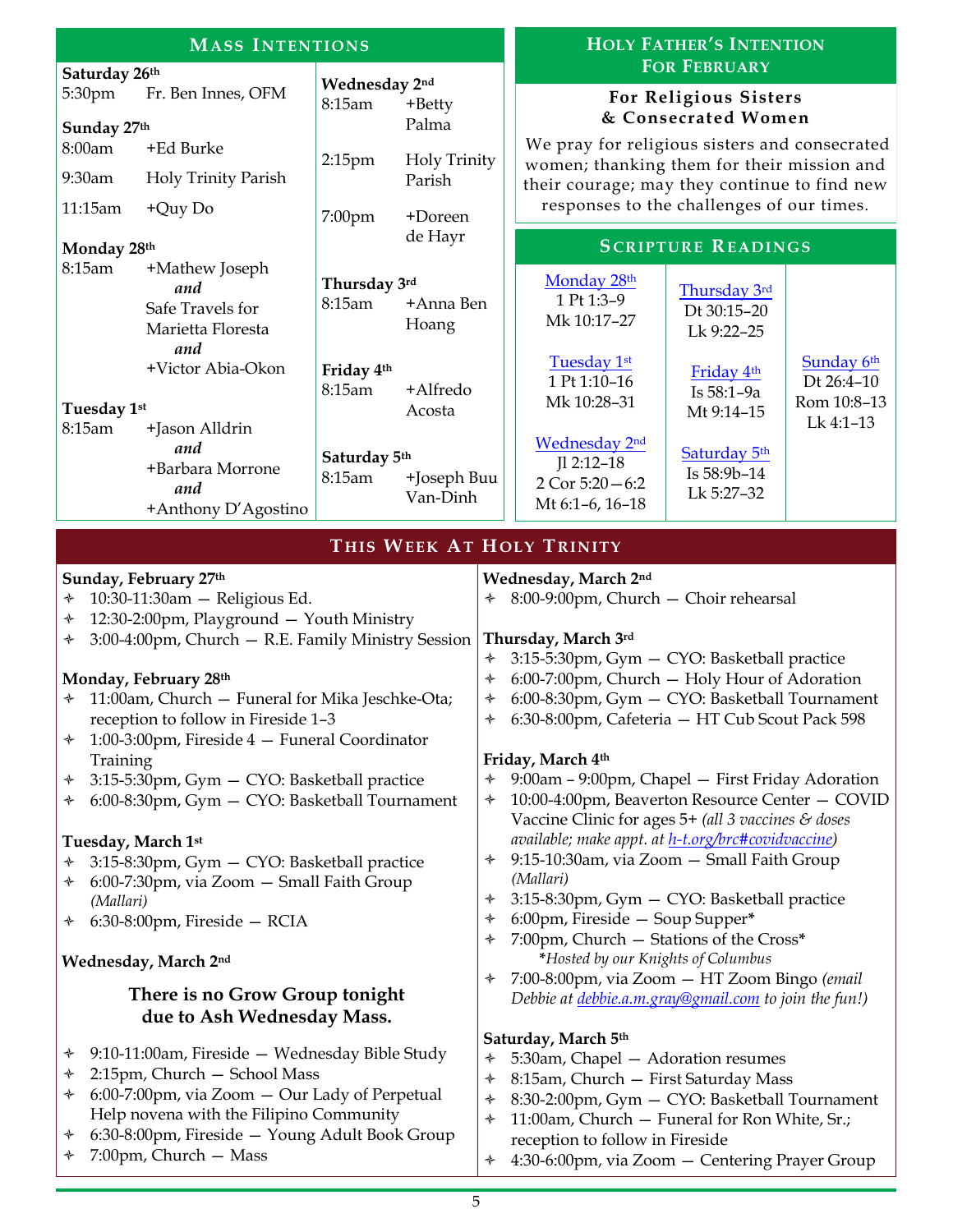## Mass Intentions

**Saturday 26th**
5:30pm — Fr. Ben Innes, OFM

**Sunday 27th**
8:00am — +Ed Burke
9:30am — Holy Trinity Parish
11:15am — +Quy Do

**Monday 28th**
8:15am — +Mathew Joseph *and* Safe Travels for Marietta Floresta *and* +Victor Abia-Okon

**Tuesday 1st**
8:15am — +Jason Alldrin *and* +Barbara Morrone *and* +Anthony D'Agostino

**Wednesday 2nd**
8:15am — +Betty Palma
2:15pm — Holy Trinity Parish
7:00pm — +Doreen de Hayr

**Thursday 3rd**
8:15am — +Anna Ben Hoang

**Friday 4th**
8:15am — +Alfredo Acosta

**Saturday 5th**
8:15am — +Joseph Buu Van-Dinh

## Holy Father's Intention For February

**For Religious Sisters & Consecrated Women**

We pray for religious sisters and consecrated women; thanking them for their mission and their courage; may they continue to find new responses to the challenges of our times.

## Scripture Readings

**Monday 28th**
1 Pt 1:3–9
Mk 10:17–27

**Tuesday 1st**
1 Pt 1:10–16
Mk 10:28–31

**Wednesday 2nd**
Jl 2:12–18
2 Cor 5:20—6:2
Mt 6:1–6, 16–18

**Thursday 3rd**
Dt 30:15–20
Lk 9:22–25

**Friday 4th**
Is 58:1–9a
Mt 9:14–15

**Saturday 5th**
Is 58:9b–14
Lk 5:27–32

**Sunday 6th**
Dt 26:4–10
Rom 10:8–13
Lk 4:1–13

## This Week At Holy Trinity

**Sunday, February 27th**

- 10:30-11:30am — Religious Ed.
- 12:30-2:00pm, Playground — Youth Ministry
- 3:00-4:00pm, Church — R.E. Family Ministry Session

**Monday, February 28th**

- 11:00am, Church — Funeral for Mika Jeschke-Ota; reception to follow in Fireside 1–3
- 1:00-3:00pm, Fireside 4 — Funeral Coordinator Training
- 3:15-5:30pm, Gym — CYO: Basketball practice
- 6:00-8:30pm, Gym — CYO: Basketball Tournament

**Tuesday, March 1st**

- 3:15-8:30pm, Gym — CYO: Basketball practice
- 6:00-7:30pm, via Zoom — Small Faith Group *(Mallari)*
- 6:30-8:00pm, Fireside — RCIA

**Wednesday, March 2nd**

**There is no Grow Group tonight due to Ash Wednesday Mass.**

- 9:10-11:00am, Fireside — Wednesday Bible Study
- 2:15pm, Church — School Mass
- 6:00-7:00pm, via Zoom — Our Lady of Perpetual Help novena with the Filipino Community
- 6:30-8:00pm, Fireside — Young Adult Book Group
- 7:00pm, Church — Mass
- 8:00-9:00pm, Church — Choir rehearsal

**Thursday, March 3rd**

- 3:15-5:30pm, Gym — CYO: Basketball practice
- 6:00-7:00pm, Church — Holy Hour of Adoration
- 6:00-8:30pm, Gym — CYO: Basketball Tournament
- 6:30-8:00pm, Cafeteria — HT Cub Scout Pack 598

**Friday, March 4th**

- 9:00am – 9:00pm, Chapel — First Friday Adoration
- 10:00-4:00pm, Beaverton Resource Center — COVID Vaccine Clinic for ages 5+ *(all 3 vaccines & doses available; make appt. at h-t.org/brc#covidvaccine)*
- 9:15-10:30am, via Zoom — Small Faith Group *(Mallari)*
- 3:15-8:30pm, Gym — CYO: Basketball practice
- 6:00pm, Fireside — Soup Supper*
- 7:00pm, Church — Stations of the Cross*
  *\*Hosted by our Knights of Columbus*
- 7:00-8:00pm, via Zoom — HT Zoom Bingo *(email Debbie at debbie.a.m.gray@gmail.com to join the fun!)*

**Saturday, March 5th**

- 5:30am, Chapel — Adoration resumes
- 8:15am, Church — First Saturday Mass
- 8:30-2:00pm, Gym — CYO: Basketball Tournament
- 11:00am, Church — Funeral for Ron White, Sr.; reception to follow in Fireside
- 4:30-6:00pm, via Zoom — Centering Prayer Group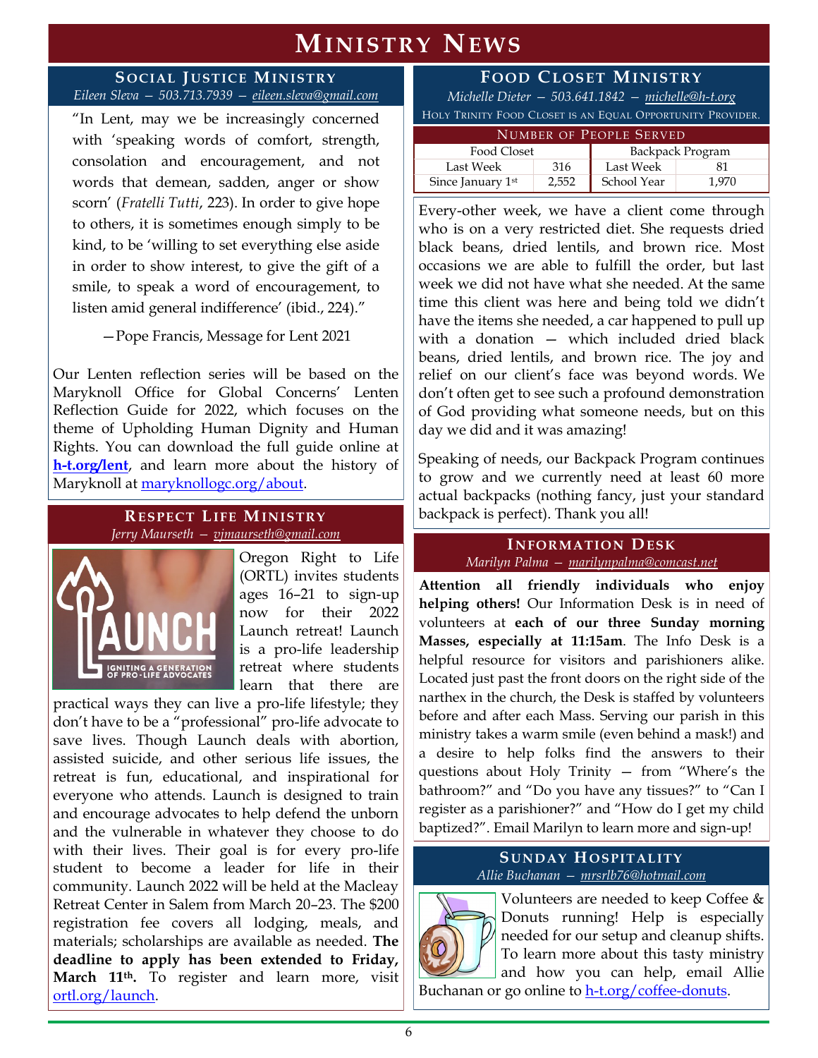# Ministry News

## Social Justice Ministry

*Eileen Sleva — 503.713.7939 — eileen.sleva@gmail.com*

"In Lent, may we be increasingly concerned with 'speaking words of comfort, strength, consolation and encouragement, and not words that demean, sadden, anger or show scorn' (*Fratelli Tutti*, 223). In order to give hope to others, it is sometimes enough simply to be kind, to be 'willing to set everything else aside in order to show interest, to give the gift of a smile, to speak a word of encouragement, to listen amid general indifference' (ibid., 224)."

—Pope Francis, Message for Lent 2021

Our Lenten reflection series will be based on the Maryknoll Office for Global Concerns' Lenten Reflection Guide for 2022, which focuses on the theme of Upholding Human Dignity and Human Rights. You can download the full guide online at **h-t.org/lent**, and learn more about the history of Maryknoll at maryknollogc.org/about.

## Respect Life Ministry

*Jerry Maurseth — vjmaurseth@gmail.com*

Oregon Right to Life (ORTL) invites students ages 16–21 to sign-up now for their 2022 Launch retreat! Launch is a pro-life leadership retreat where students learn that there are practical ways they can live a pro-life lifestyle; they don't have to be a "professional" pro-life advocate to save lives. Though Launch deals with abortion, assisted suicide, and other serious life issues, the retreat is fun, educational, and inspirational for everyone who attends. Launch is designed to train and encourage advocates to help defend the unborn and the vulnerable in whatever they choose to do with their lives. Their goal is for every pro-life student to become a leader for life in their community. Launch 2022 will be held at the Macleay Retreat Center in Salem from March 20–23. The $200 registration fee covers all lodging, meals, and materials; scholarships are available as needed. **The deadline to apply has been extended to Friday, March 11th.** To register and learn more, visit ortl.org/launch.

## Food Closet Ministry

*Michelle Dieter — 503.641.1842 — michelle@h-t.org*

Holy Trinity Food Closet is an Equal Opportunity Provider.

| Number of People Served | | | |
|---|---|---|---|
| Food Closet | | Backpack Program | |
| Last Week | 316 | Last Week | 81 |
| Since January 1st | 2,552 | School Year | 1,970 |

Every-other week, we have a client come through who is on a very restricted diet. She requests dried black beans, dried lentils, and brown rice. Most occasions we are able to fulfill the order, but last week we did not have what she needed. At the same time this client was here and being told we didn't have the items she needed, a car happened to pull up with a donation — which included dried black beans, dried lentils, and brown rice. The joy and relief on our client's face was beyond words. We don't often get to see such a profound demonstration of God providing what someone needs, but on this day we did and it was amazing!

Speaking of needs, our Backpack Program continues to grow and we currently need at least 60 more actual backpacks (nothing fancy, just your standard backpack is perfect). Thank you all!

## Information Desk

*Marilyn Palma — marilynpalma@comcast.net*

**Attention all friendly individuals who enjoy helping others!** Our Information Desk is in need of volunteers at **each of our three Sunday morning Masses, especially at 11:15am**. The Info Desk is a helpful resource for visitors and parishioners alike. Located just past the front doors on the right side of the narthex in the church, the Desk is staffed by volunteers before and after each Mass. Serving our parish in this ministry takes a warm smile (even behind a mask!) and a desire to help folks find the answers to their questions about Holy Trinity — from "Where's the bathroom?" and "Do you have any tissues?" to "Can I register as a parishioner?" and "How do I get my child baptized?". Email Marilyn to learn more and sign-up!

## Sunday Hospitality

*Allie Buchanan — mrsrlb76@hotmail.com*

Volunteers are needed to keep Coffee & Donuts running! Help is especially needed for our setup and cleanup shifts. To learn more about this tasty ministry and how you can help, email Allie Buchanan or go online to h-t.org/coffee-donuts.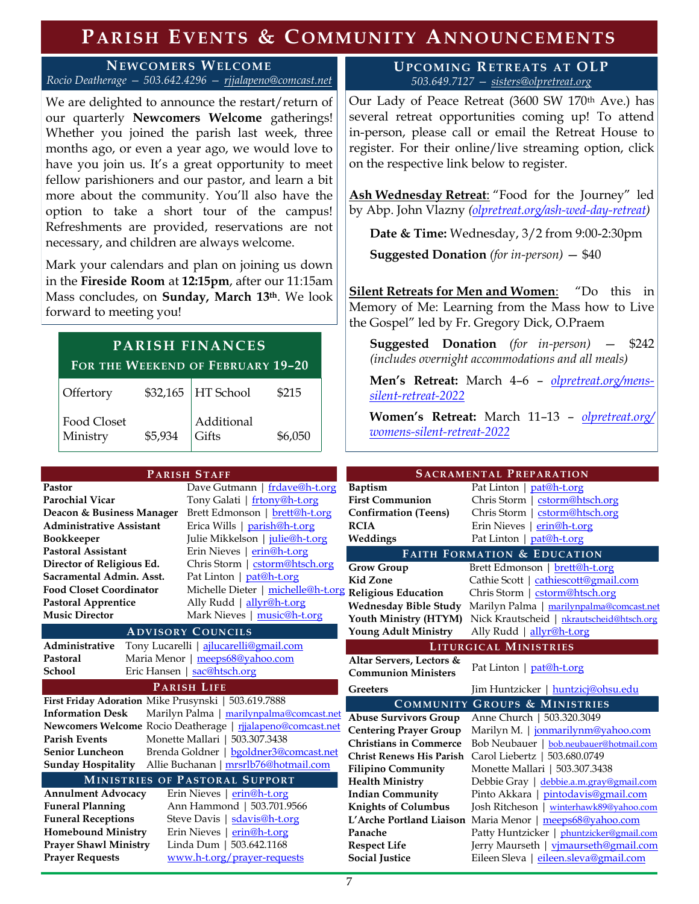# Parish Events & Community Announcements

## Newcomers Welcome

*Rocio Deatherage — 503.642.4296 — rjjalapeno@comcast.net*

We are delighted to announce the restart/return of our quarterly **Newcomers Welcome** gatherings! Whether you joined the parish last week, three months ago, or even a year ago, we would love to have you join us. It's a great opportunity to meet fellow parishioners and our pastor, and learn a bit more about the community. You'll also have the option to take a short tour of the campus! Refreshments are provided, reservations are not necessary, and children are always welcome.

Mark your calendars and plan on joining us down in the **Fireside Room** at **12:15pm**, after our 11:15am Mass concludes, on **Sunday, March 13th**. We look forward to meeting you!

## Parish Finances

**For the Weekend of February 19–20**

| | | | |
|---|---|---|---|
| Offertory | $32,165 | HT School | $215 |
| Food Closet Ministry | $5,934 | Additional Gifts | $6,050 |

## Upcoming Retreats at OLP

*503.649.7127 — sisters@olpretreat.org*

Our Lady of Peace Retreat (3600 SW 170th Ave.) has several retreat opportunities coming up! To attend in-person, please call or email the Retreat House to register. For their online/live streaming option, click on the respective link below to register.

**Ash Wednesday Retreat**: "Food for the Journey" led by Abp. John Vlazny *(olpretreat.org/ash-wed-day-retreat)*

**Date & Time:** Wednesday, 3/2 from 9:00-2:30pm

**Suggested Donation** *(for in-person)* — $40

**Silent Retreats for Men and Women**: "Do this in Memory of Me: Learning from the Mass how to Live the Gospel" led by Fr. Gregory Dick, O.Praem

**Suggested Donation** *(for in-person)* — $242 *(includes overnight accommodations and all meals)*

**Men's Retreat:** March 4–6 – olpretreat.org/mens-silent-retreat-2022

**Women's Retreat:** March 11–13 – olpretreat.org/womens-silent-retreat-2022

## Parish Staff

| | |
|---|---|
| **Pastor** | Dave Gutmann \| frdave@h-t.org |
| **Parochial Vicar** | Tony Galati \| frtony@h-t.org |
| **Deacon & Business Manager** | Brett Edmonson \| brett@h-t.org |
| **Administrative Assistant** | Erica Wills \| parish@h-t.org |
| **Bookkeeper** | Julie Mikkelson \| julie@h-t.org |
| **Pastoral Assistant** | Erin Nieves \| erin@h-t.org |
| **Director of Religious Ed.** | Chris Storm \| cstorm@htsch.org |
| **Sacramental Admin. Asst.** | Pat Linton \| pat@h-t.org |
| **Food Closet Coordinator** | Michelle Dieter \| michelle@h-t.org |
| **Pastoral Apprentice** | Ally Rudd \| allyr@h-t.org |
| **Music Director** | Mark Nieves \| music@h-t.org |

## Advisory Councils

| | |
|---|---|
| **Administrative** | Tony Lucarelli \| ajlucarelli@gmail.com |
| **Pastoral** | Maria Menor \| meeps68@yahoo.com |
| **School** | Eric Hansen \| sac@htsch.org |

## Parish Life

| | |
|---|---|
| **First Friday Adoration** | Mike Prusynski \| 503.619.7888 |
| **Information Desk** | Marilyn Palma \| marilynpalma@comcast.net |
| **Newcomers Welcome** | Rocio Deatherage \| rjjalapeno@comcast.net |
| **Parish Events** | Monette Mallari \| 503.307.3438 |
| **Senior Luncheon** | Brenda Goldner \| bgoldner3@comcast.net |
| **Sunday Hospitality** | Allie Buchanan \| mrsrlb76@hotmail.com |

## Ministries of Pastoral Support

| | |
|---|---|
| **Annulment Advocacy** | Erin Nieves \| erin@h-t.org |
| **Funeral Planning** | Ann Hammond \| 503.701.9566 |
| **Funeral Receptions** | Steve Davis \| sdavis@h-t.org |
| **Homebound Ministry** | Erin Nieves \| erin@h-t.org |
| **Prayer Shawl Ministry** | Linda Dum \| 503.642.1168 |
| **Prayer Requests** | www.h-t.org/prayer-requests |

## Sacramental Preparation

| | |
|---|---|
| **Baptism** | Pat Linton \| pat@h-t.org |
| **First Communion** | Chris Storm \| cstorm@htsch.org |
| **Confirmation (Teens)** | Chris Storm \| cstorm@htsch.org |
| **RCIA** | Erin Nieves \| erin@h-t.org |
| **Weddings** | Pat Linton \| pat@h-t.org |

## Faith Formation & Education

| | |
|---|---|
| **Grow Group** | Brett Edmonson \| brett@h-t.org |
| **Kid Zone** | Cathie Scott \| cathiescott@gmail.com |
| **Religious Education** | Chris Storm \| cstorm@htsch.org |
| **Wednesday Bible Study** | Marilyn Palma \| marilynpalma@comcast.net |
| **Youth Ministry (HTYM)** | Nick Krautscheid \| nkrautscheid@htsch.org |
| **Young Adult Ministry** | Ally Rudd \| allyr@h-t.org |

## Liturgical Ministries

| | |
|---|---|
| **Altar Servers, Lectors & Communion Ministers** | Pat Linton \| pat@h-t.org |
| **Greeters** | Jim Huntzicker \| huntzicj@ohsu.edu |

## Community Groups & Ministries

| | |
|---|---|
| **Abuse Survivors Group** | Anne Church \| 503.320.3049 |
| **Centering Prayer Group** | Marilyn M. \| jonmarilynm@yahoo.com |
| **Christians in Commerce** | Bob Neubauer \| bob.neubauer@hotmail.com |
| **Christ Renews His Parish** | Carol Liebertz \| 503.680.0749 |
| **Filipino Community** | Monette Mallari \| 503.307.3438 |
| **Health Ministry** | Debbie Gray \| debbie.a.m.gray@gmail.com |
| **Indian Community** | Pinto Akkara \| pintodavis@gmail.com |
| **Knights of Columbus** | Josh Ritcheson \| winterhawk89@yahoo.com |
| **L'Arche Portland Liaison** | Maria Menor \| meeps68@yahoo.com |
| **Panache** | Patty Huntzicker \| phuntzicker@gmail.com |
| **Respect Life** | Jerry Maurseth \| vjmaurseth@gmail.com |
| **Social Justice** | Eileen Sleva \| eileen.sleva@gmail.com |